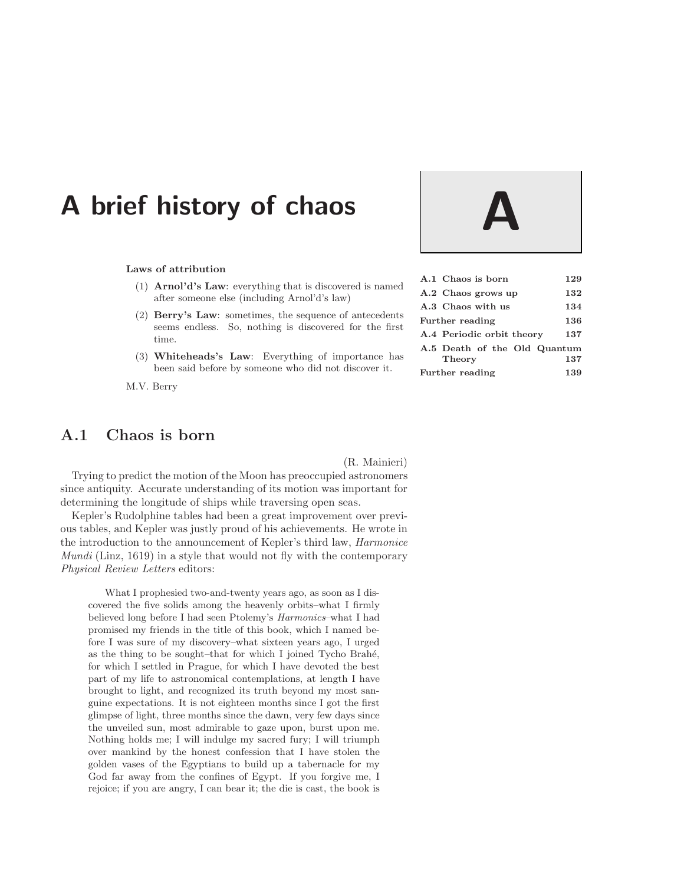# A brief history of chaos

**A**

| | |
|---|---|
| A.1 Chaos is born | 129 |
| A.2 Chaos grows up | 132 |
| A.3 Chaos with us | 134 |
| Further reading | 136 |
| A.4 Periodic orbit theory | 137 |
| A.5 Death of the Old Quantum Theory | 137 |
| Further reading | 139 |

**Laws of attribution**

1. **Arnol'd's Law**: everything that is discovered is named after someone else (including Arnol'd's law)
2. **Berry's Law**: sometimes, the sequence of antecedents seems endless. So, nothing is discovered for the first time.
3. **Whiteheads's Law**: Everything of importance has been said before by someone who did not discover it.

M.V. Berry

## A.1 Chaos is born

(R. Mainieri)

Trying to predict the motion of the Moon has preoccupied astronomers since antiquity. Accurate understanding of its motion was important for determining the longitude of ships while traversing open seas.

Kepler's Rudolphine tables had been a great improvement over previous tables, and Kepler was justly proud of his achievements. He wrote in the introduction to the announcement of Kepler's third law, *Harmonice Mundi* (Linz, 1619) in a style that would not fly with the contemporary *Physical Review Letters* editors:

> What I prophesied two-and-twenty years ago, as soon as I discovered the five solids among the heavenly orbits–what I firmly believed long before I had seen Ptolemy's *Harmonics*–what I had promised my friends in the title of this book, which I named before I was sure of my discovery–what sixteen years ago, I urged as the thing to be sought–that for which I joined Tycho Brahé, for which I settled in Prague, for which I have devoted the best part of my life to astronomical contemplations, at length I have brought to light, and recognized its truth beyond my most sanguine expectations. It is not eighteen months since I got the first glimpse of light, three months since the dawn, very few days since the unveiled sun, most admirable to gaze upon, burst upon me. Nothing holds me; I will indulge my sacred fury; I will triumph over mankind by the honest confession that I have stolen the golden vases of the Egyptians to build up a tabernacle for my God far away from the confines of Egypt. If you forgive me, I rejoice; if you are angry, I can bear it; the die is cast, the book is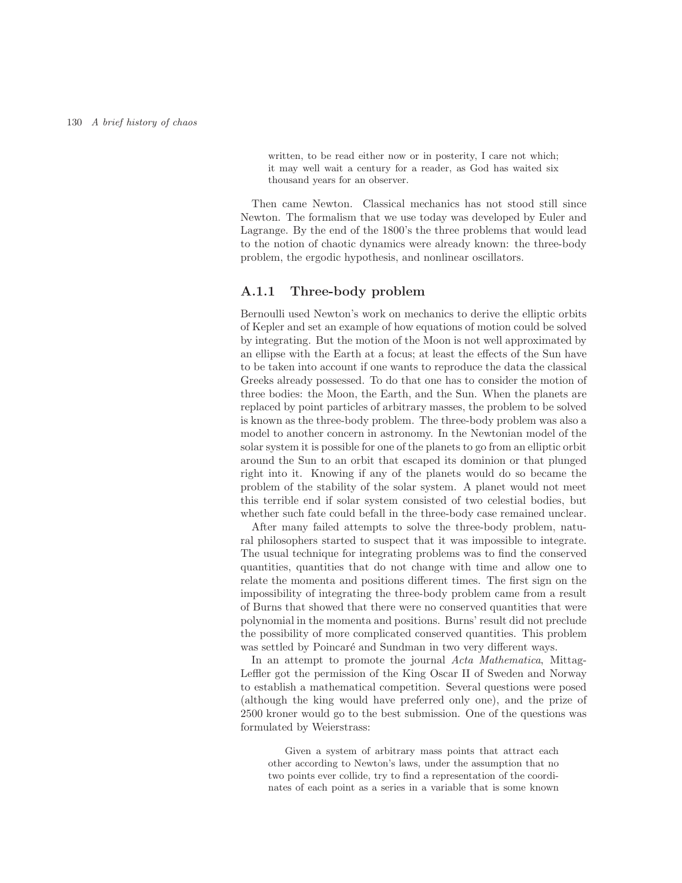> written, to be read either now or in posterity, I care not which; it may well wait a century for a reader, as God has waited six thousand years for an observer.

Then came Newton. Classical mechanics has not stood still since Newton. The formalism that we use today was developed by Euler and Lagrange. By the end of the 1800's the three problems that would lead to the notion of chaotic dynamics were already known: the three-body problem, the ergodic hypothesis, and nonlinear oscillators.

### A.1.1 Three-body problem

Bernoulli used Newton's work on mechanics to derive the elliptic orbits of Kepler and set an example of how equations of motion could be solved by integrating. But the motion of the Moon is not well approximated by an ellipse with the Earth at a focus; at least the effects of the Sun have to be taken into account if one wants to reproduce the data the classical Greeks already possessed. To do that one has to consider the motion of three bodies: the Moon, the Earth, and the Sun. When the planets are replaced by point particles of arbitrary masses, the problem to be solved is known as the three-body problem. The three-body problem was also a model to another concern in astronomy. In the Newtonian model of the solar system it is possible for one of the planets to go from an elliptic orbit around the Sun to an orbit that escaped its dominion or that plunged right into it. Knowing if any of the planets would do so became the problem of the stability of the solar system. A planet would not meet this terrible end if solar system consisted of two celestial bodies, but whether such fate could befall in the three-body case remained unclear.

After many failed attempts to solve the three-body problem, natural philosophers started to suspect that it was impossible to integrate. The usual technique for integrating problems was to find the conserved quantities, quantities that do not change with time and allow one to relate the momenta and positions different times. The first sign on the impossibility of integrating the three-body problem came from a result of Burns that showed that there were no conserved quantities that were polynomial in the momenta and positions. Burns' result did not preclude the possibility of more complicated conserved quantities. This problem was settled by Poincaré and Sundman in two very different ways.

In an attempt to promote the journal *Acta Mathematica*, Mittag-Leffler got the permission of the King Oscar II of Sweden and Norway to establish a mathematical competition. Several questions were posed (although the king would have preferred only one), and the prize of 2500 kroner would go to the best submission. One of the questions was formulated by Weierstrass:

> Given a system of arbitrary mass points that attract each other according to Newton's laws, under the assumption that no two points ever collide, try to find a representation of the coordinates of each point as a series in a variable that is some known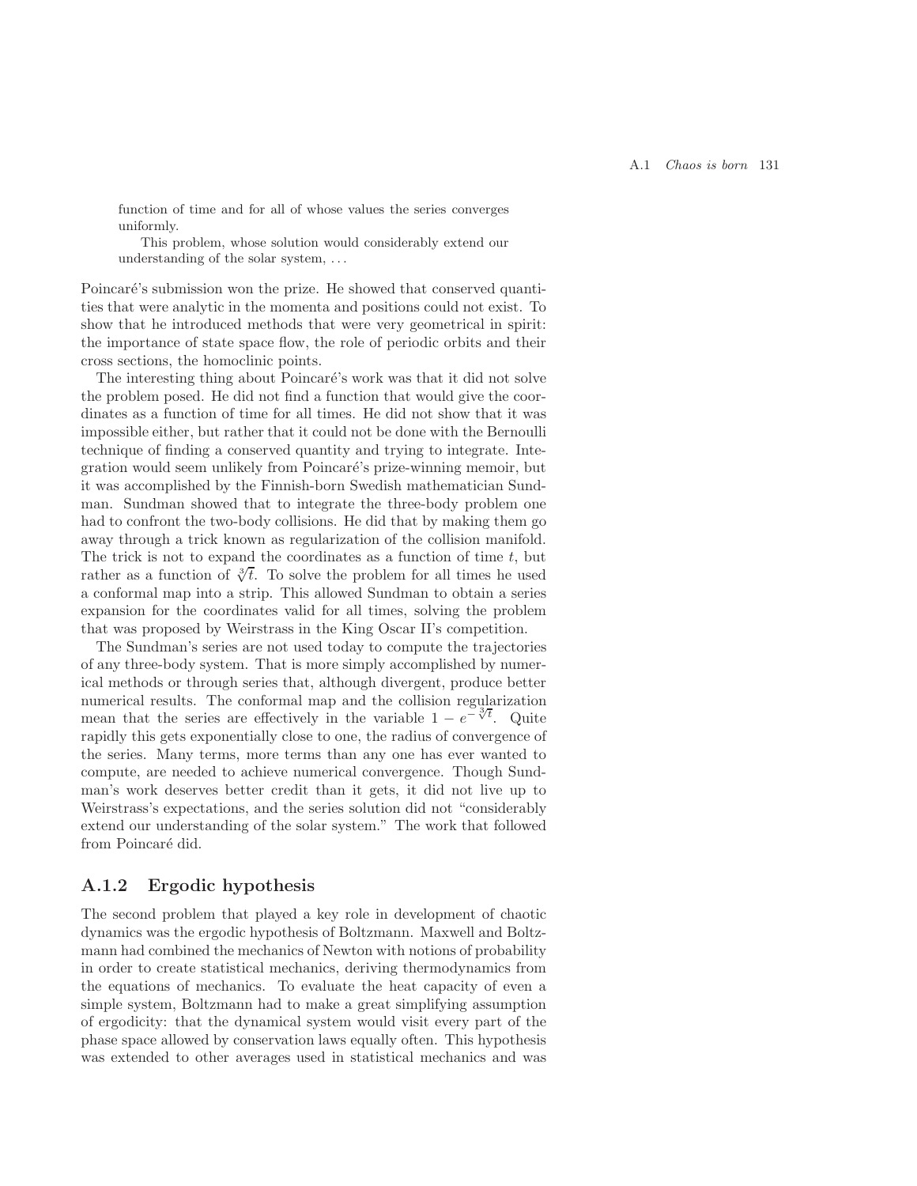> function of time and for all of whose values the series converges uniformly.
>
> This problem, whose solution would considerably extend our understanding of the solar system, ...

Poincaré's submission won the prize. He showed that conserved quantities that were analytic in the momenta and positions could not exist. To show that he introduced methods that were very geometrical in spirit: the importance of state space flow, the role of periodic orbits and their cross sections, the homoclinic points.

The interesting thing about Poincaré's work was that it did not solve the problem posed. He did not find a function that would give the coordinates as a function of time for all times. He did not show that it was impossible either, but rather that it could not be done with the Bernoulli technique of finding a conserved quantity and trying to integrate. Integration would seem unlikely from Poincaré's prize-winning memoir, but it was accomplished by the Finnish-born Swedish mathematician Sundman. Sundman showed that to integrate the three-body problem one had to confront the two-body collisions. He did that by making them go away through a trick known as regularization of the collision manifold. The trick is not to expand the coordinates as a function of time $t$, but rather as a function of $\sqrt[3]{t}$. To solve the problem for all times he used a conformal map into a strip. This allowed Sundman to obtain a series expansion for the coordinates valid for all times, solving the problem that was proposed by Weirstrass in the King Oscar II's competition.

The Sundman's series are not used today to compute the trajectories of any three-body system. That is more simply accomplished by numerical methods or through series that, although divergent, produce better numerical results. The conformal map and the collision regularization mean that the series are effectively in the variable $1 - e^{-\sqrt[3]{t}}$. Quite rapidly this gets exponentially close to one, the radius of convergence of the series. Many terms, more terms than any one has ever wanted to compute, are needed to achieve numerical convergence. Though Sundman's work deserves better credit than it gets, it did not live up to Weirstrass's expectations, and the series solution did not "considerably extend our understanding of the solar system." The work that followed from Poincaré did.

## A.1.2 Ergodic hypothesis

The second problem that played a key role in development of chaotic dynamics was the ergodic hypothesis of Boltzmann. Maxwell and Boltzmann had combined the mechanics of Newton with notions of probability in order to create statistical mechanics, deriving thermodynamics from the equations of mechanics. To evaluate the heat capacity of even a simple system, Boltzmann had to make a great simplifying assumption of ergodicity: that the dynamical system would visit every part of the phase space allowed by conservation laws equally often. This hypothesis was extended to other averages used in statistical mechanics and was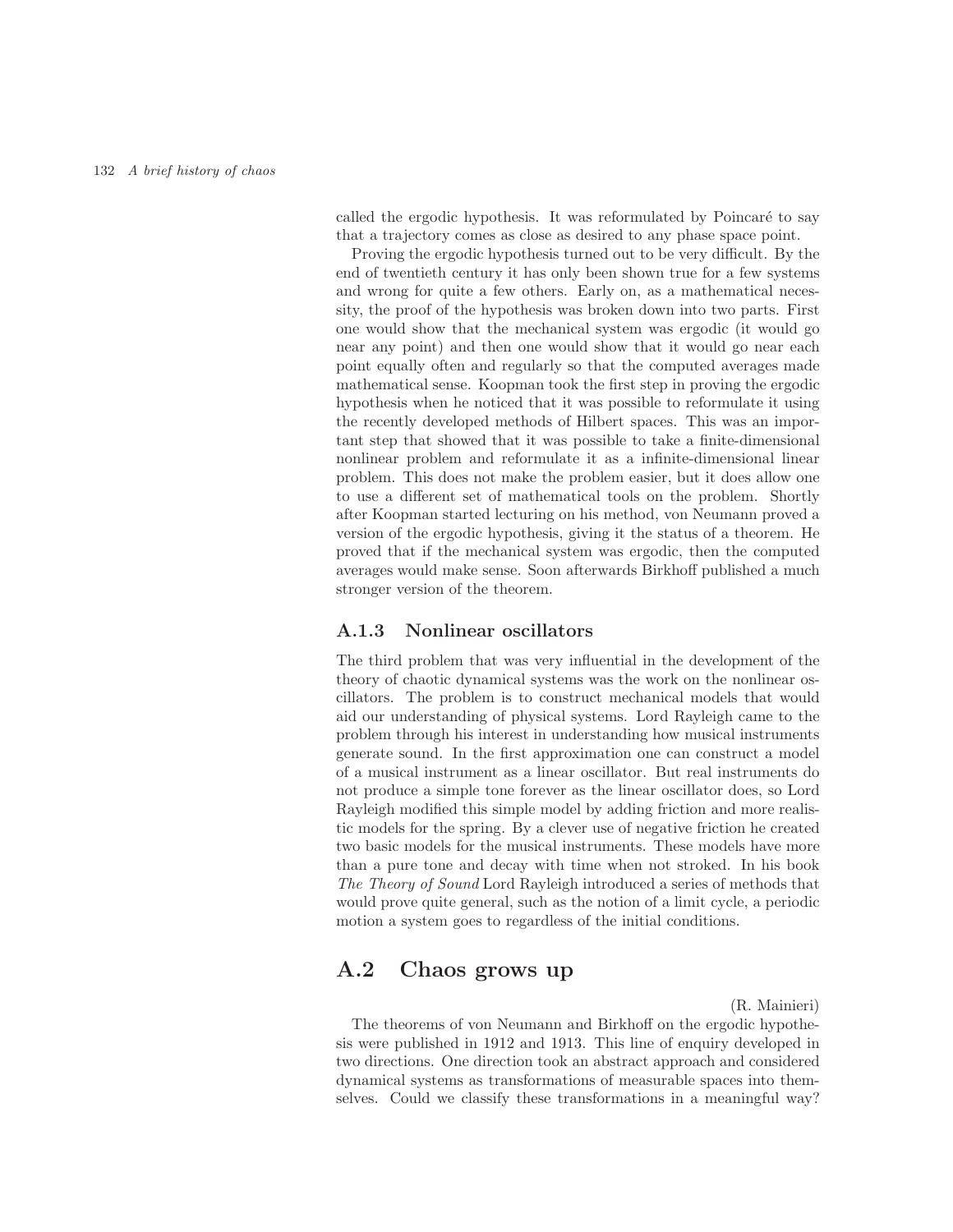called the ergodic hypothesis. It was reformulated by Poincaré to say that a trajectory comes as close as desired to any phase space point.

Proving the ergodic hypothesis turned out to be very difficult. By the end of twentieth century it has only been shown true for a few systems and wrong for quite a few others. Early on, as a mathematical necessity, the proof of the hypothesis was broken down into two parts. First one would show that the mechanical system was ergodic (it would go near any point) and then one would show that it would go near each point equally often and regularly so that the computed averages made mathematical sense. Koopman took the first step in proving the ergodic hypothesis when he noticed that it was possible to reformulate it using the recently developed methods of Hilbert spaces. This was an important step that showed that it was possible to take a finite-dimensional nonlinear problem and reformulate it as a infinite-dimensional linear problem. This does not make the problem easier, but it does allow one to use a different set of mathematical tools on the problem. Shortly after Koopman started lecturing on his method, von Neumann proved a version of the ergodic hypothesis, giving it the status of a theorem. He proved that if the mechanical system was ergodic, then the computed averages would make sense. Soon afterwards Birkhoff published a much stronger version of the theorem.

### A.1.3 Nonlinear oscillators

The third problem that was very influential in the development of the theory of chaotic dynamical systems was the work on the nonlinear oscillators. The problem is to construct mechanical models that would aid our understanding of physical systems. Lord Rayleigh came to the problem through his interest in understanding how musical instruments generate sound. In the first approximation one can construct a model of a musical instrument as a linear oscillator. But real instruments do not produce a simple tone forever as the linear oscillator does, so Lord Rayleigh modified this simple model by adding friction and more realistic models for the spring. By a clever use of negative friction he created two basic models for the musical instruments. These models have more than a pure tone and decay with time when not stroked. In his book *The Theory of Sound* Lord Rayleigh introduced a series of methods that would prove quite general, such as the notion of a limit cycle, a periodic motion a system goes to regardless of the initial conditions.

## A.2 Chaos grows up

(R. Mainieri)

The theorems of von Neumann and Birkhoff on the ergodic hypothesis were published in 1912 and 1913. This line of enquiry developed in two directions. One direction took an abstract approach and considered dynamical systems as transformations of measurable spaces into themselves. Could we classify these transformations in a meaningful way?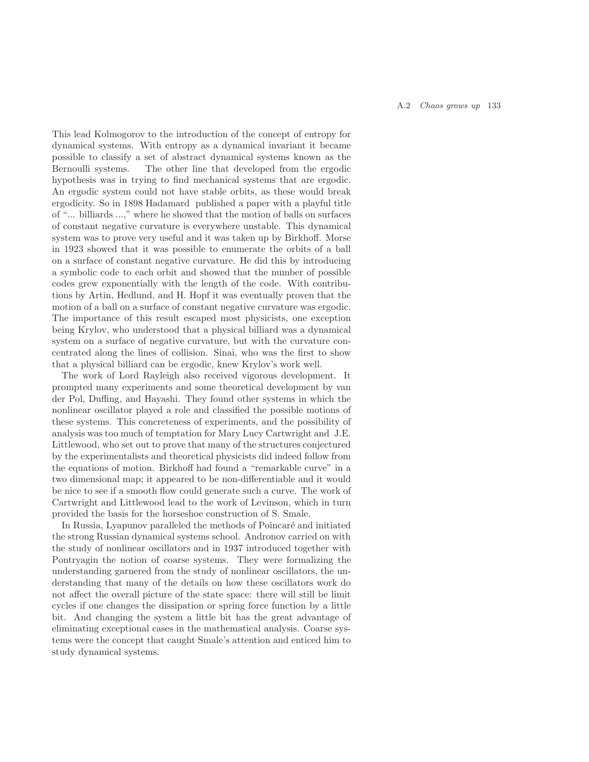This lead Kolmogorov to the introduction of the concept of entropy for dynamical systems. With entropy as a dynamical invariant it became possible to classify a set of abstract dynamical systems known as the Bernoulli systems. The other line that developed from the ergodic hypothesis was in trying to find mechanical systems that are ergodic. An ergodic system could not have stable orbits, as these would break ergodicity. So in 1898 Hadamard published a paper with a playful title of "... billiards ...," where he showed that the motion of balls on surfaces of constant negative curvature is everywhere unstable. This dynamical system was to prove very useful and it was taken up by Birkhoff. Morse in 1923 showed that it was possible to enumerate the orbits of a ball on a surface of constant negative curvature. He did this by introducing a symbolic code to each orbit and showed that the number of possible codes grew exponentially with the length of the code. With contributions by Artin, Hedlund, and H. Hopf it was eventually proven that the motion of a ball on a surface of constant negative curvature was ergodic. The importance of this result escaped most physicists, one exception being Krylov, who understood that a physical billiard was a dynamical system on a surface of negative curvature, but with the curvature concentrated along the lines of collision. Sinai, who was the first to show that a physical billiard can be ergodic, knew Krylov's work well.

The work of Lord Rayleigh also received vigorous development. It prompted many experiments and some theoretical development by van der Pol, Duffing, and Hayashi. They found other systems in which the nonlinear oscillator played a role and classified the possible motions of these systems. This concreteness of experiments, and the possibility of analysis was too much of temptation for Mary Lucy Cartwright and J.E. Littlewood, who set out to prove that many of the structures conjectured by the experimentalists and theoretical physicists did indeed follow from the equations of motion. Birkhoff had found a "remarkable curve" in a two dimensional map; it appeared to be non-differentiable and it would be nice to see if a smooth flow could generate such a curve. The work of Cartwright and Littlewood lead to the work of Levinson, which in turn provided the basis for the horseshoe construction of S. Smale.

In Russia, Lyapunov paralleled the methods of Poincaré and initiated the strong Russian dynamical systems school. Andronov carried on with the study of nonlinear oscillators and in 1937 introduced together with Pontryagin the notion of coarse systems. They were formalizing the understanding garnered from the study of nonlinear oscillators, the understanding that many of the details on how these oscillators work do not affect the overall picture of the state space: there will still be limit cycles if one changes the dissipation or spring force function by a little bit. And changing the system a little bit has the great advantage of eliminating exceptional cases in the mathematical analysis. Coarse systems were the concept that caught Smale's attention and enticed him to study dynamical systems.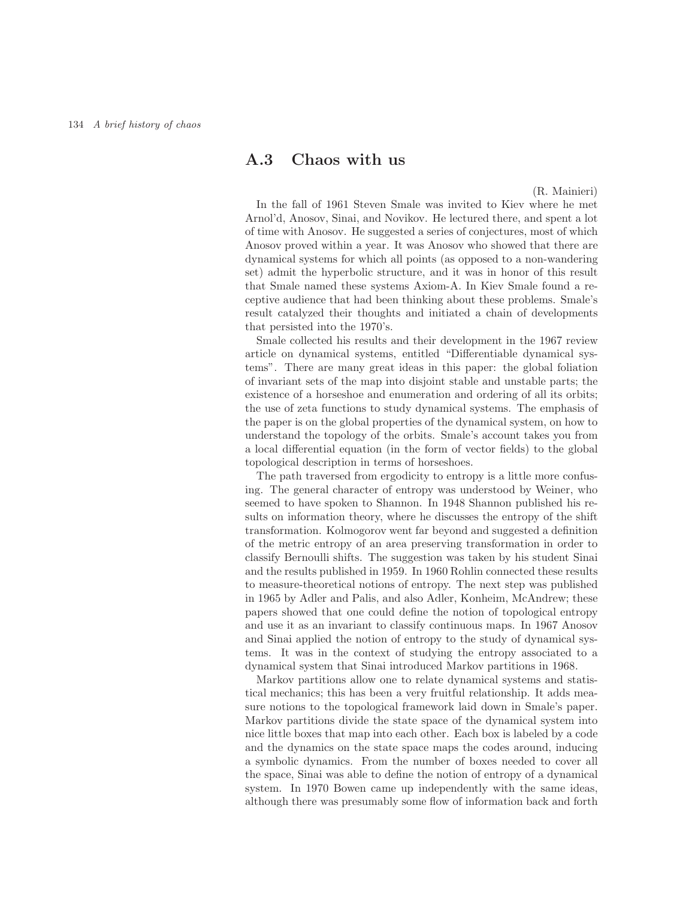## A.3 Chaos with us

(R. Mainieri)

In the fall of 1961 Steven Smale was invited to Kiev where he met Arnol'd, Anosov, Sinai, and Novikov. He lectured there, and spent a lot of time with Anosov. He suggested a series of conjectures, most of which Anosov proved within a year. It was Anosov who showed that there are dynamical systems for which all points (as opposed to a non-wandering set) admit the hyperbolic structure, and it was in honor of this result that Smale named these systems Axiom-A. In Kiev Smale found a receptive audience that had been thinking about these problems. Smale's result catalyzed their thoughts and initiated a chain of developments that persisted into the 1970's.

Smale collected his results and their development in the 1967 review article on dynamical systems, entitled "Differentiable dynamical systems". There are many great ideas in this paper: the global foliation of invariant sets of the map into disjoint stable and unstable parts; the existence of a horseshoe and enumeration and ordering of all its orbits; the use of zeta functions to study dynamical systems. The emphasis of the paper is on the global properties of the dynamical system, on how to understand the topology of the orbits. Smale's account takes you from a local differential equation (in the form of vector fields) to the global topological description in terms of horseshoes.

The path traversed from ergodicity to entropy is a little more confusing. The general character of entropy was understood by Weiner, who seemed to have spoken to Shannon. In 1948 Shannon published his results on information theory, where he discusses the entropy of the shift transformation. Kolmogorov went far beyond and suggested a definition of the metric entropy of an area preserving transformation in order to classify Bernoulli shifts. The suggestion was taken by his student Sinai and the results published in 1959. In 1960 Rohlin connected these results to measure-theoretical notions of entropy. The next step was published in 1965 by Adler and Palis, and also Adler, Konheim, McAndrew; these papers showed that one could define the notion of topological entropy and use it as an invariant to classify continuous maps. In 1967 Anosov and Sinai applied the notion of entropy to the study of dynamical systems. It was in the context of studying the entropy associated to a dynamical system that Sinai introduced Markov partitions in 1968.

Markov partitions allow one to relate dynamical systems and statistical mechanics; this has been a very fruitful relationship. It adds measure notions to the topological framework laid down in Smale's paper. Markov partitions divide the state space of the dynamical system into nice little boxes that map into each other. Each box is labeled by a code and the dynamics on the state space maps the codes around, inducing a symbolic dynamics. From the number of boxes needed to cover all the space, Sinai was able to define the notion of entropy of a dynamical system. In 1970 Bowen came up independently with the same ideas, although there was presumably some flow of information back and forth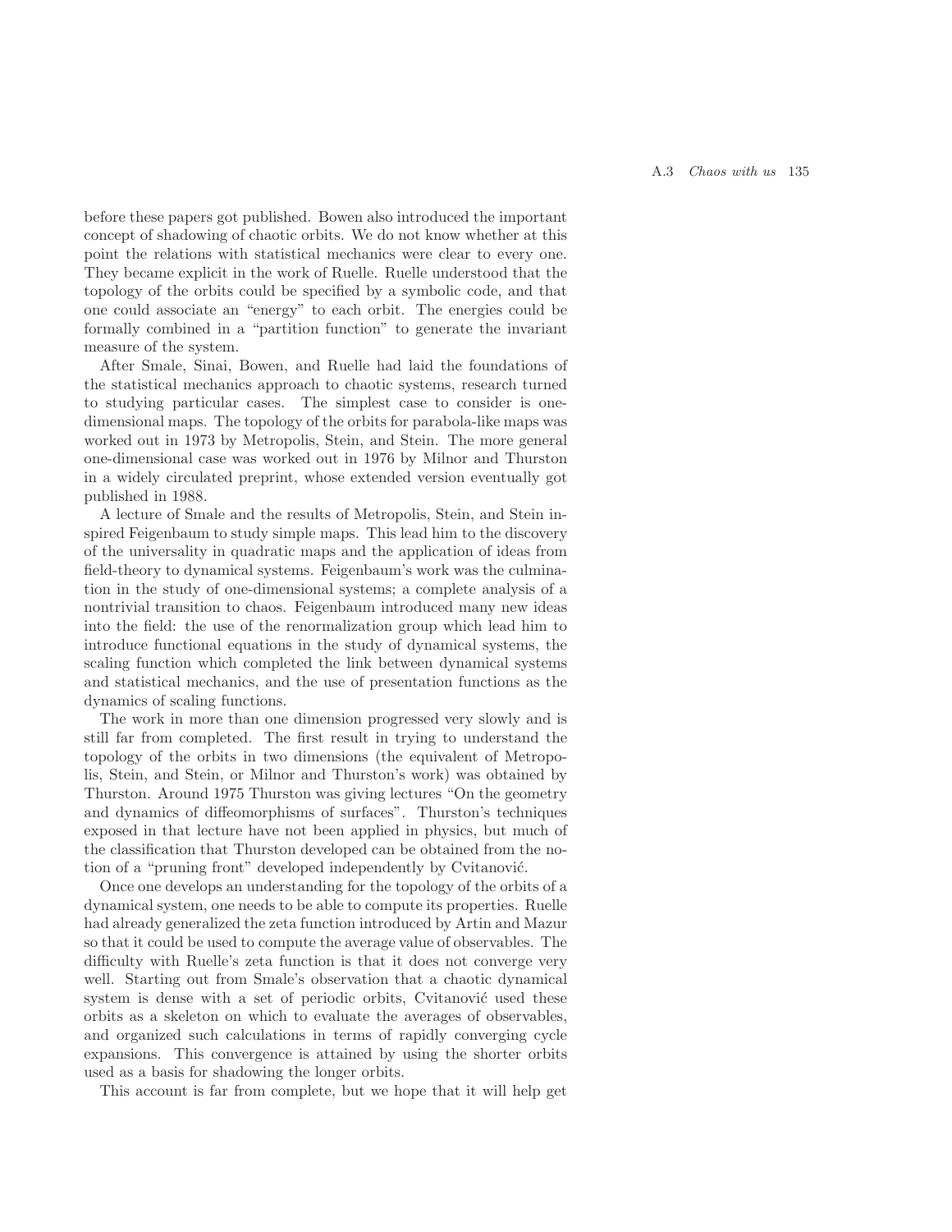before these papers got published. Bowen also introduced the important concept of shadowing of chaotic orbits. We do not know whether at this point the relations with statistical mechanics were clear to every one. They became explicit in the work of Ruelle. Ruelle understood that the topology of the orbits could be specified by a symbolic code, and that one could associate an "energy" to each orbit. The energies could be formally combined in a "partition function" to generate the invariant measure of the system.

After Smale, Sinai, Bowen, and Ruelle had laid the foundations of the statistical mechanics approach to chaotic systems, research turned to studying particular cases. The simplest case to consider is one-dimensional maps. The topology of the orbits for parabola-like maps was worked out in 1973 by Metropolis, Stein, and Stein. The more general one-dimensional case was worked out in 1976 by Milnor and Thurston in a widely circulated preprint, whose extended version eventually got published in 1988.

A lecture of Smale and the results of Metropolis, Stein, and Stein inspired Feigenbaum to study simple maps. This lead him to the discovery of the universality in quadratic maps and the application of ideas from field-theory to dynamical systems. Feigenbaum's work was the culmination in the study of one-dimensional systems; a complete analysis of a nontrivial transition to chaos. Feigenbaum introduced many new ideas into the field: the use of the renormalization group which lead him to introduce functional equations in the study of dynamical systems, the scaling function which completed the link between dynamical systems and statistical mechanics, and the use of presentation functions as the dynamics of scaling functions.

The work in more than one dimension progressed very slowly and is still far from completed. The first result in trying to understand the topology of the orbits in two dimensions (the equivalent of Metropolis, Stein, and Stein, or Milnor and Thurston's work) was obtained by Thurston. Around 1975 Thurston was giving lectures "On the geometry and dynamics of diffeomorphisms of surfaces". Thurston's techniques exposed in that lecture have not been applied in physics, but much of the classification that Thurston developed can be obtained from the notion of a "pruning front" developed independently by Cvitanović.

Once one develops an understanding for the topology of the orbits of a dynamical system, one needs to be able to compute its properties. Ruelle had already generalized the zeta function introduced by Artin and Mazur so that it could be used to compute the average value of observables. The difficulty with Ruelle's zeta function is that it does not converge very well. Starting out from Smale's observation that a chaotic dynamical system is dense with a set of periodic orbits, Cvitanović used these orbits as a skeleton on which to evaluate the averages of observables, and organized such calculations in terms of rapidly converging cycle expansions. This convergence is attained by using the shorter orbits used as a basis for shadowing the longer orbits.

This account is far from complete, but we hope that it will help get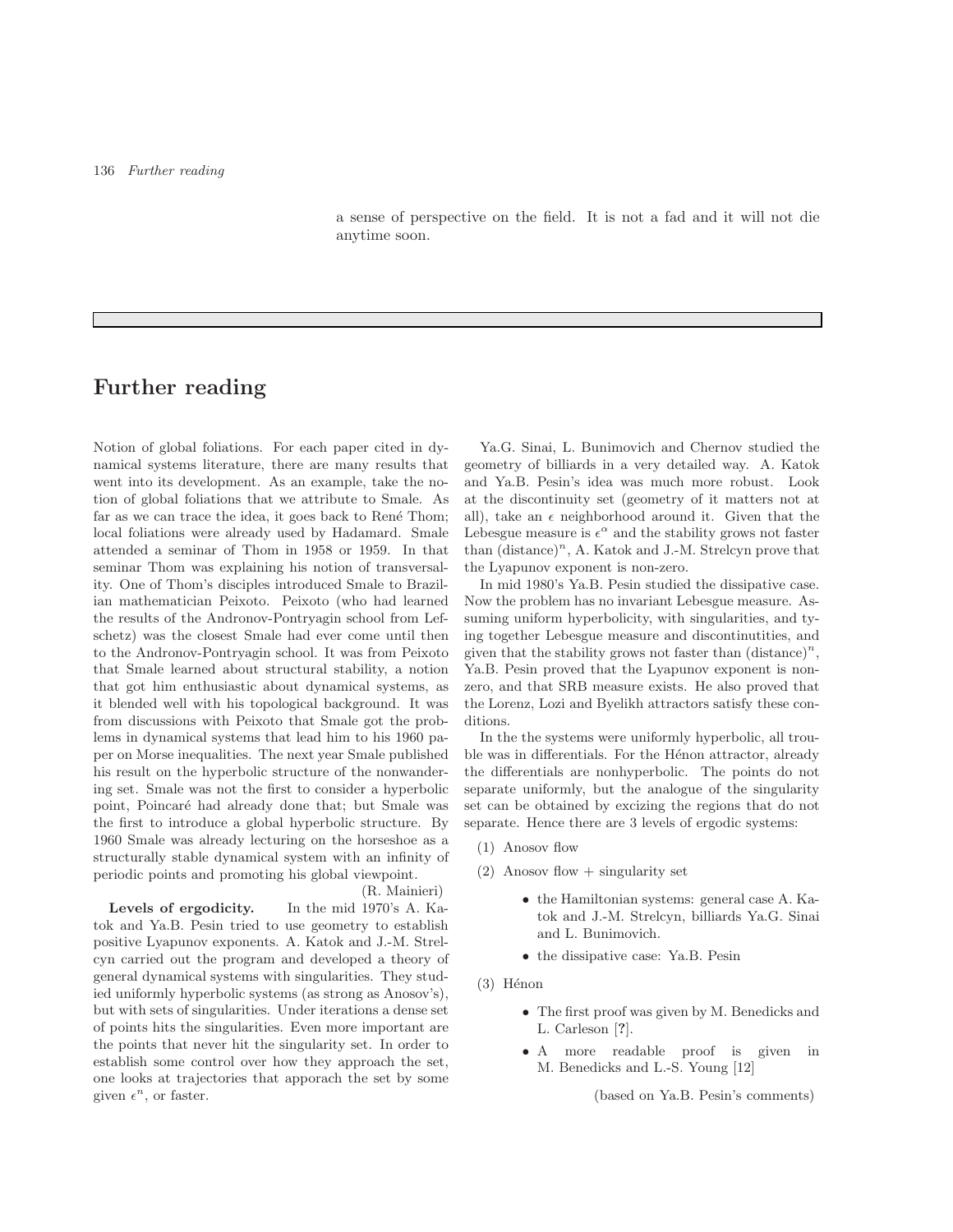a sense of perspective on the field. It is not a fad and it will not die anytime soon.

# Further reading

Notion of global foliations. For each paper cited in dynamical systems literature, there are many results that went into its development. As an example, take the notion of global foliations that we attribute to Smale. As far as we can trace the idea, it goes back to René Thom; local foliations were already used by Hadamard. Smale attended a seminar of Thom in 1958 or 1959. In that seminar Thom was explaining his notion of transversality. One of Thom's disciples introduced Smale to Brazilian mathematician Peixoto. Peixoto (who had learned the results of the Andronov-Pontryagin school from Lefschetz) was the closest Smale had ever come until then to the Andronov-Pontryagin school. It was from Peixoto that Smale learned about structural stability, a notion that got him enthusiastic about dynamical systems, as it blended well with his topological background. It was from discussions with Peixoto that Smale got the problems in dynamical systems that lead him to his 1960 paper on Morse inequalities. The next year Smale published his result on the hyperbolic structure of the nonwandering set. Smale was not the first to consider a hyperbolic point, Poincaré had already done that; but Smale was the first to introduce a global hyperbolic structure. By 1960 Smale was already lecturing on the horseshoe as a structurally stable dynamical system with an infinity of periodic points and promoting his global viewpoint.

(R. Mainieri)

**Levels of ergodicity.** In the mid 1970's A. Katok and Ya.B. Pesin tried to use geometry to establish positive Lyapunov exponents. A. Katok and J.-M. Strelcyn carried out the program and developed a theory of general dynamical systems with singularities. They studied uniformly hyperbolic systems (as strong as Anosov's), but with sets of singularities. Under iterations a dense set of points hits the singularities. Even more important are the points that never hit the singularity set. In order to establish some control over how they approach the set, one looks at trajectories that apporach the set by some given $\epsilon^n$, or faster.

Ya.G. Sinai, L. Bunimovich and Chernov studied the geometry of billiards in a very detailed way. A. Katok and Ya.B. Pesin's idea was much more robust. Look at the discontinuity set (geometry of it matters not at all), take an $\epsilon$ neighborhood around it. Given that the Lebesgue measure is $\epsilon^\alpha$ and the stability grows not faster than $(\text{distance})^n$, A. Katok and J.-M. Strelcyn prove that the Lyapunov exponent is non-zero.

In mid 1980's Ya.B. Pesin studied the dissipative case. Now the problem has no invariant Lebesgue measure. Assuming uniform hyperbolicity, with singularities, and tying together Lebesgue measure and discontinutities, and given that the stability grows not faster than $(\text{distance})^n$, Ya.B. Pesin proved that the Lyapunov exponent is non-zero, and that SRB measure exists. He also proved that the Lorenz, Lozi and Byelikh attractors satisfy these conditions.

In the the systems were uniformly hyperbolic, all trouble was in differentials. For the Hénon attractor, already the differentials are nonhyperbolic. The points do not separate uniformly, but the analogue of the singularity set can be obtained by excizing the regions that do not separate. Hence there are 3 levels of ergodic systems:

(1) Anosov flow

(2) Anosov flow + singularity set

- the Hamiltonian systems: general case A. Katok and J.-M. Strelcyn, billiards Ya.G. Sinai and L. Bunimovich.
- the dissipative case: Ya.B. Pesin

(3) Hénon

- The first proof was given by M. Benedicks and L. Carleson [**?**].
- A more readable proof is given in M. Benedicks and L.-S. Young [12]

(based on Ya.B. Pesin's comments)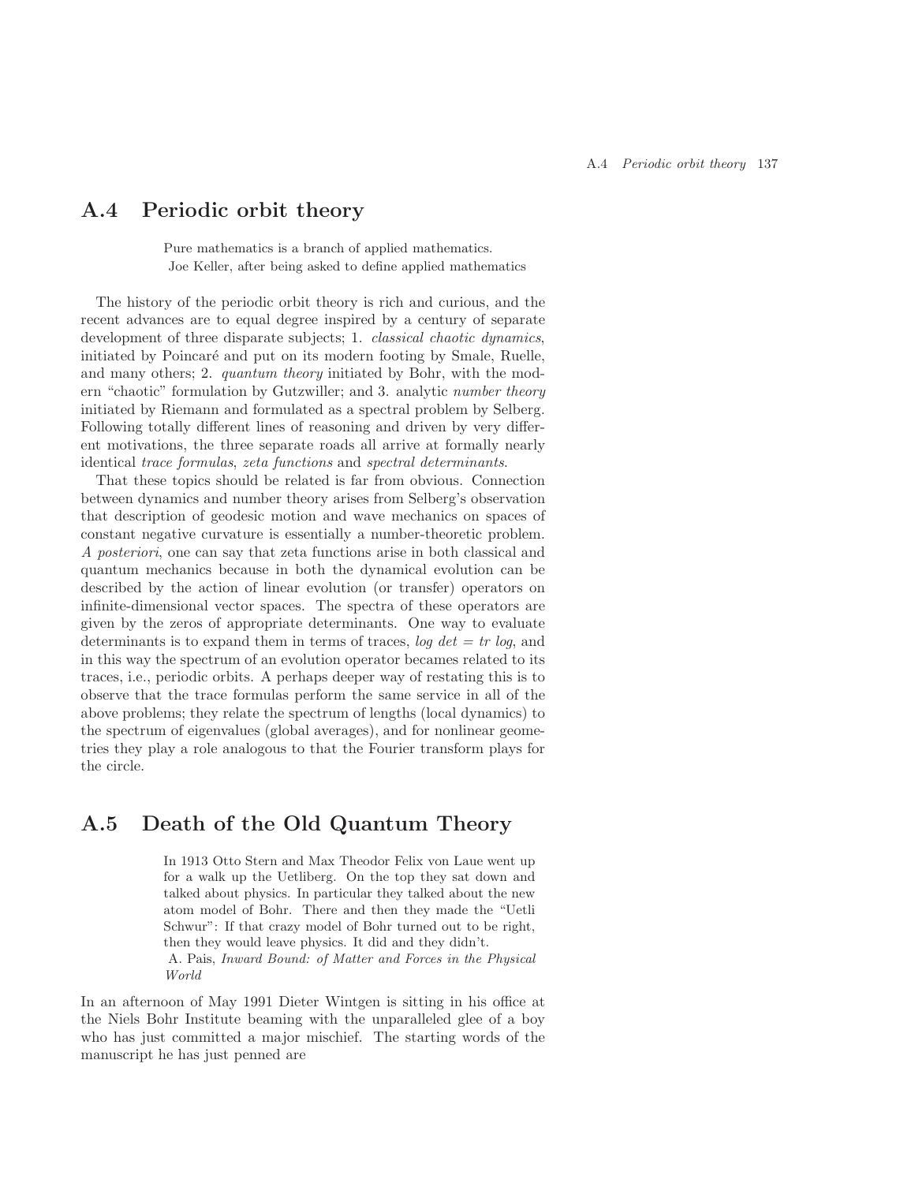## A.4 Periodic orbit theory

> Pure mathematics is a branch of applied mathematics.
> Joe Keller, after being asked to define applied mathematics

The history of the periodic orbit theory is rich and curious, and the recent advances are to equal degree inspired by a century of separate development of three disparate subjects; 1. *classical chaotic dynamics*, initiated by Poincaré and put on its modern footing by Smale, Ruelle, and many others; 2. *quantum theory* initiated by Bohr, with the modern "chaotic" formulation by Gutzwiller; and 3. analytic *number theory* initiated by Riemann and formulated as a spectral problem by Selberg. Following totally different lines of reasoning and driven by very different motivations, the three separate roads all arrive at formally nearly identical *trace formulas*, *zeta functions* and *spectral determinants*.

That these topics should be related is far from obvious. Connection between dynamics and number theory arises from Selberg's observation that description of geodesic motion and wave mechanics on spaces of constant negative curvature is essentially a number-theoretic problem. *A posteriori*, one can say that zeta functions arise in both classical and quantum mechanics because in both the dynamical evolution can be described by the action of linear evolution (or transfer) operators on infinite-dimensional vector spaces. The spectra of these operators are given by the zeros of appropriate determinants. One way to evaluate determinants is to expand them in terms of traces, *log det = tr log*, and in this way the spectrum of an evolution operator becames related to its traces, i.e., periodic orbits. A perhaps deeper way of restating this is to observe that the trace formulas perform the same service in all of the above problems; they relate the spectrum of lengths (local dynamics) to the spectrum of eigenvalues (global averages), and for nonlinear geometries they play a role analogous to that the Fourier transform plays for the circle.

## A.5 Death of the Old Quantum Theory

> In 1913 Otto Stern and Max Theodor Felix von Laue went up for a walk up the Uetliberg. On the top they sat down and talked about physics. In particular they talked about the new atom model of Bohr. There and then they made the "Uetli Schwur": If that crazy model of Bohr turned out to be right, then they would leave physics. It did and they didn't.
> A. Pais, *Inward Bound: of Matter and Forces in the Physical World*

In an afternoon of May 1991 Dieter Wintgen is sitting in his office at the Niels Bohr Institute beaming with the unparalleled glee of a boy who has just committed a major mischief. The starting words of the manuscript he has just penned are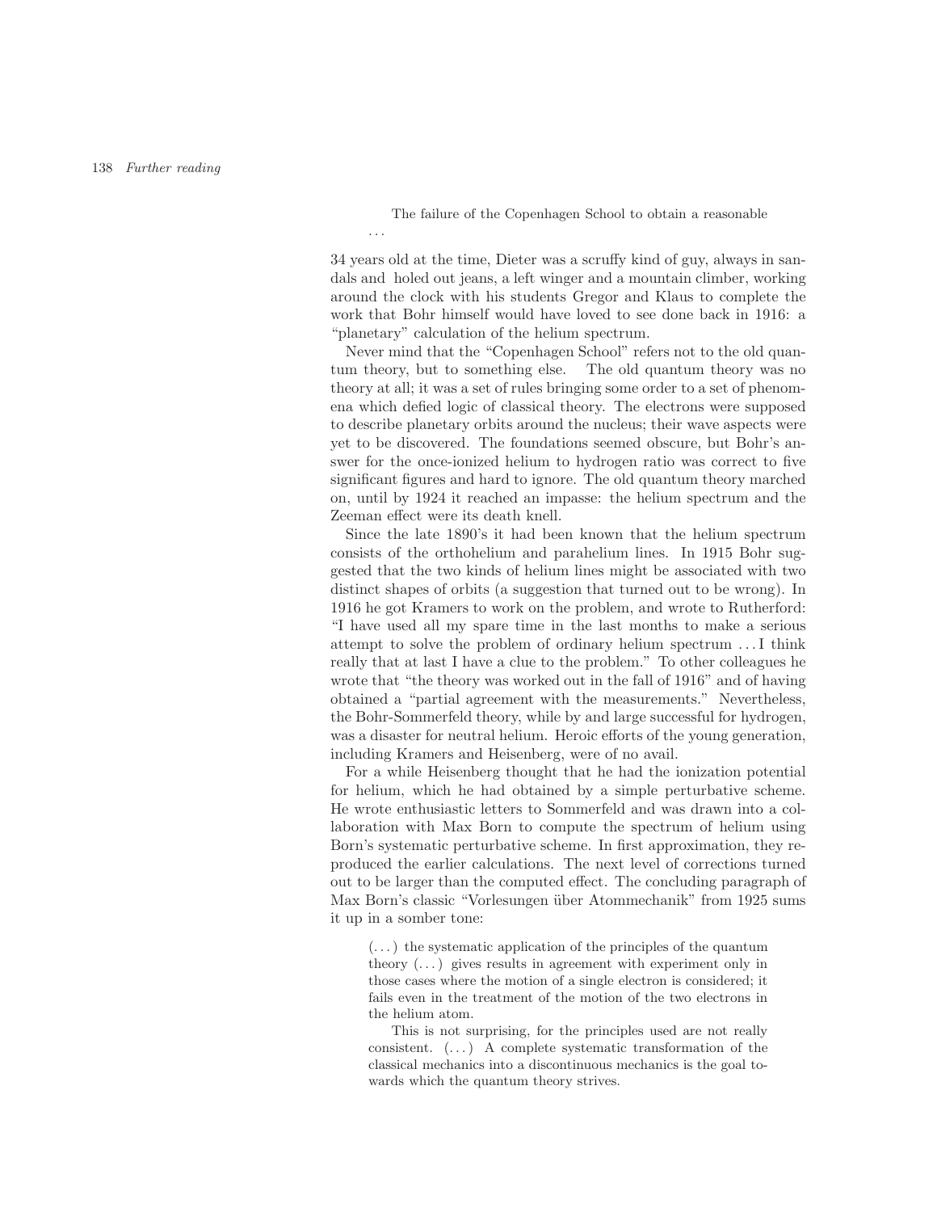> The failure of the Copenhagen School to obtain a reasonable
>
> ...

34 years old at the time, Dieter was a scruffy kind of guy, always in sandals and holed out jeans, a left winger and a mountain climber, working around the clock with his students Gregor and Klaus to complete the work that Bohr himself would have loved to see done back in 1916: a "planetary" calculation of the helium spectrum.

Never mind that the "Copenhagen School" refers not to the old quantum theory, but to something else. The old quantum theory was no theory at all; it was a set of rules bringing some order to a set of phenomena which defied logic of classical theory. The electrons were supposed to describe planetary orbits around the nucleus; their wave aspects were yet to be discovered. The foundations seemed obscure, but Bohr's answer for the once-ionized helium to hydrogen ratio was correct to five significant figures and hard to ignore. The old quantum theory marched on, until by 1924 it reached an impasse: the helium spectrum and the Zeeman effect were its death knell.

Since the late 1890's it had been known that the helium spectrum consists of the orthohelium and parahelium lines. In 1915 Bohr suggested that the two kinds of helium lines might be associated with two distinct shapes of orbits (a suggestion that turned out to be wrong). In 1916 he got Kramers to work on the problem, and wrote to Rutherford: "I have used all my spare time in the last months to make a serious attempt to solve the problem of ordinary helium spectrum ... I think really that at last I have a clue to the problem." To other colleagues he wrote that "the theory was worked out in the fall of 1916" and of having obtained a "partial agreement with the measurements." Nevertheless, the Bohr-Sommerfeld theory, while by and large successful for hydrogen, was a disaster for neutral helium. Heroic efforts of the young generation, including Kramers and Heisenberg, were of no avail.

For a while Heisenberg thought that he had the ionization potential for helium, which he had obtained by a simple perturbative scheme. He wrote enthusiastic letters to Sommerfeld and was drawn into a collaboration with Max Born to compute the spectrum of helium using Born's systematic perturbative scheme. In first approximation, they reproduced the earlier calculations. The next level of corrections turned out to be larger than the computed effect. The concluding paragraph of Max Born's classic "Vorlesungen über Atommechanik" from 1925 sums it up in a somber tone:

> (...) the systematic application of the principles of the quantum theory (...) gives results in agreement with experiment only in those cases where the motion of a single electron is considered; it fails even in the treatment of the motion of the two electrons in the helium atom.
>
> This is not surprising, for the principles used are not really consistent. (...) A complete systematic transformation of the classical mechanics into a discontinuous mechanics is the goal towards which the quantum theory strives.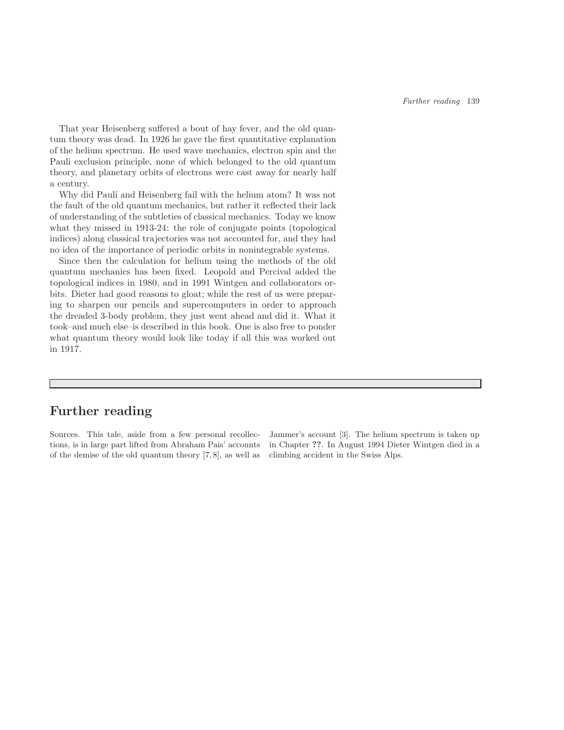That year Heisenberg suffered a bout of hay fever, and the old quantum theory was dead. In 1926 he gave the first quantitative explanation of the helium spectrum. He used wave mechanics, electron spin and the Pauli exclusion principle, none of which belonged to the old quantum theory, and planetary orbits of electrons were cast away for nearly half a century.

Why did Pauli and Heisenberg fail with the helium atom? It was not the fault of the old quantum mechanics, but rather it reflected their lack of understanding of the subtleties of classical mechanics. Today we know what they missed in 1913-24: the role of conjugate points (topological indices) along classical trajectories was not accounted for, and they had no idea of the importance of periodic orbits in nonintegrable systems.

Since then the calculation for helium using the methods of the old quantum mechanics has been fixed. Leopold and Percival added the topological indices in 1980, and in 1991 Wintgen and collaborators orbits. Dieter had good reasons to gloat; while the rest of us were preparing to sharpen our pencils and supercomputers in order to approach the dreaded 3-body problem, they just went ahead and did it. What it took–and much else–is described in this book. One is also free to ponder what quantum theory would look like today if all this was worked out in 1917.

## Further reading

Sources. This tale, aside from a few personal recollections, is in large part lifted from Abraham Pais' accounts of the demise of the old quantum theory [7, 8], as well as Jammer's account [3]. The helium spectrum is taken up in Chapter **??**. In August 1994 Dieter Wintgen died in a climbing accident in the Swiss Alps.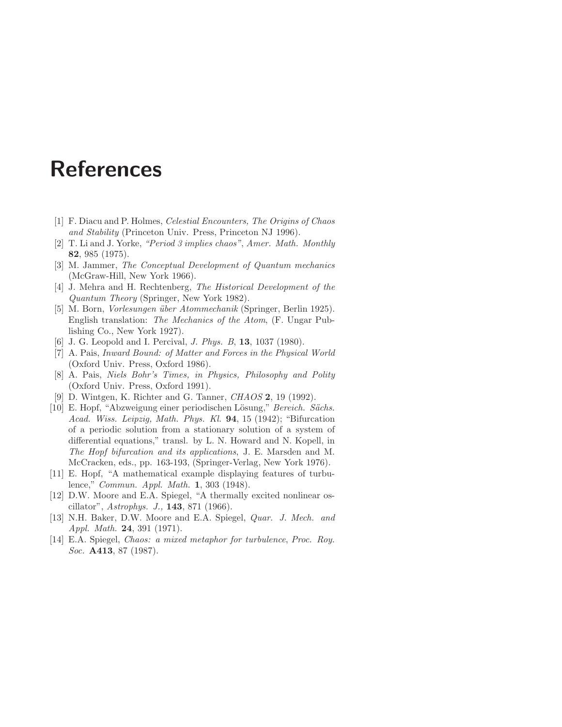# References

[1] F. Diacu and P. Holmes, *Celestial Encounters, The Origins of Chaos and Stability* (Princeton Univ. Press, Princeton NJ 1996).

[2] T. Li and J. Yorke, *"Period 3 implies chaos"*, *Amer. Math. Monthly* **82**, 985 (1975).

[3] M. Jammer, *The Conceptual Development of Quantum mechanics* (McGraw-Hill, New York 1966).

[4] J. Mehra and H. Rechtenberg, *The Historical Development of the Quantum Theory* (Springer, New York 1982).

[5] M. Born, *Vorlesungen über Atommechanik* (Springer, Berlin 1925). English translation: *The Mechanics of the Atom*, (F. Ungar Publishing Co., New York 1927).

[6] J. G. Leopold and I. Percival, *J. Phys. B*, **13**, 1037 (1980).

[7] A. Pais, *Inward Bound: of Matter and Forces in the Physical World* (Oxford Univ. Press, Oxford 1986).

[8] A. Pais, *Niels Bohr's Times, in Physics, Philosophy and Polity* (Oxford Univ. Press, Oxford 1991).

[9] D. Wintgen, K. Richter and G. Tanner, *CHAOS* **2**, 19 (1992).

[10] E. Hopf, "Abzweigung einer periodischen Lösung," *Bereich. Sächs. Acad. Wiss. Leipzig, Math. Phys. Kl.* **94**, 15 (1942); "Bifurcation of a periodic solution from a stationary solution of a system of differential equations," transl. by L. N. Howard and N. Kopell, in *The Hopf bifurcation and its applications*, J. E. Marsden and M. McCracken, eds., pp. 163-193, (Springer-Verlag, New York 1976).

[11] E. Hopf, "A mathematical example displaying features of turbulence," *Commun. Appl. Math.* **1**, 303 (1948).

[12] D.W. Moore and E.A. Spiegel, "A thermally excited nonlinear oscillator", *Astrophys. J.,* **143**, 871 (1966).

[13] N.H. Baker, D.W. Moore and E.A. Spiegel, *Quar. J. Mech. and Appl. Math.* **24**, 391 (1971).

[14] E.A. Spiegel, *Chaos: a mixed metaphor for turbulence*, *Proc. Roy. Soc.* **A413**, 87 (1987).